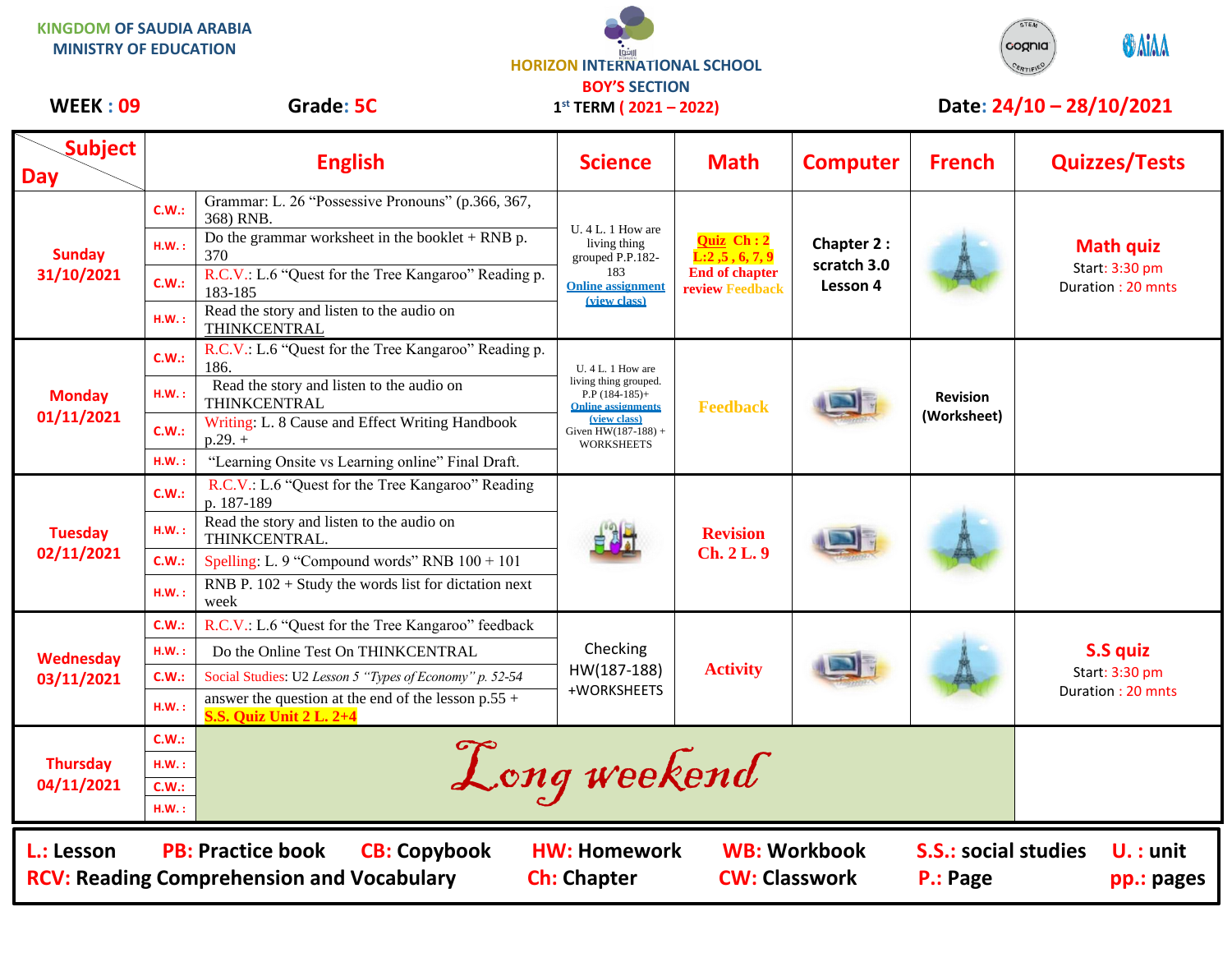KINGDOM OF SAUDIA ARABIA
MINISTRY OF EDUCATION

HORIZON INTERNATIONAL SCHOOL
BOY'S SECTION

**WEEK : 09** **Grade: 5C** 1st TERM ( 2021 – 2022) **Date: 24/10 – 28/10/2021**

| Subject / Day | | English | Science | Math | Computer | French | Quizzes/Tests |
|---|---|---|---|---|---|---|---|
| **Sunday 31/10/2021** | C.W.: | Grammar: L. 26 "Possessive Pronouns" (p.366, 367, 368) RNB. | U. 4 L. 1 How are living thing grouped P.P.182-183 Online assignment (view class) | Quiz Ch : 2 L:2 ,5 , 6, 7, 9 End of chapter review Feedback | Chapter 2 : scratch 3.0 Lesson 4 | | **Math quiz** Start: 3:30 pm Duration : 20 mnts |
| | H.W. : | Do the grammar worksheet in the booklet + RNB p. 370 | | | | | |
| | C.W.: | R.C.V.: L.6 "Quest for the Tree Kangaroo" Reading p. 183-185 | | | | | |
| | H.W. : | Read the story and listen to the audio on THINKCENTRAL | | | | | |
| **Monday 01/11/2021** | C.W.: | R.C.V.: L.6 "Quest for the Tree Kangaroo" Reading p. 186. | U. 4 L. 1 How are living thing grouped. P.P (184-185)+ Online assignments (view class) Given HW(187-188) + WORKSHEETS | Feedback | | Revision (Worksheet) | |
| | H.W. : | Read the story and listen to the audio on THINKCENTRAL | | | | | |
| | C.W.: | Writing: L. 8 Cause and Effect Writing Handbook p.29. + | | | | | |
| | H.W. : | "Learning Onsite vs Learning online" Final Draft. | | | | | |
| **Tuesday 02/11/2021** | C.W.: | R.C.V.: L.6 "Quest for the Tree Kangaroo" Reading p. 187-189 | | Revision Ch. 2 L. 9 | | | |
| | H.W. : | Read the story and listen to the audio on THINKCENTRAL. | | | | | |
| | C.W.: | Spelling: L. 9 "Compound words" RNB 100 + 101 | | | | | |
| | H.W. : | RNB P. 102 + Study the words list for dictation next week | | | | | |
| **Wednesday 03/11/2021** | C.W.: | R.C.V.: L.6 "Quest for the Tree Kangaroo" feedback | Checking HW(187-188) +WORKSHEETS | Activity | | | **S.S quiz** Start: 3:30 pm Duration : 20 mnts |
| | H.W. : | Do the Online Test On THINKCENTRAL | | | | | |
| | C.W.: | Social Studies: U2 *Lesson 5 "Types of Economy" p. 52-54* | | | | | |
| | H.W. : | answer the question at the end of the lesson p.55 + **S.S. Quiz Unit 2 L. 2+4** | | | | | |
| **Thursday 04/11/2021** | C.W.: | *Long weekend* | | | | | |
| | H.W. : | | | | | | |
| | C.W.: | | | | | | |
| | H.W. : | | | | | | |

**L.:** Lesson **PB:** Practice book **CB:** Copybook **HW:** Homework **WB:** Workbook **S.S.:** social studies **U. :** unit
**RCV:** Reading Comprehension and Vocabulary **Ch:** Chapter **CW:** Classwork **P.:** Page **pp.:** pages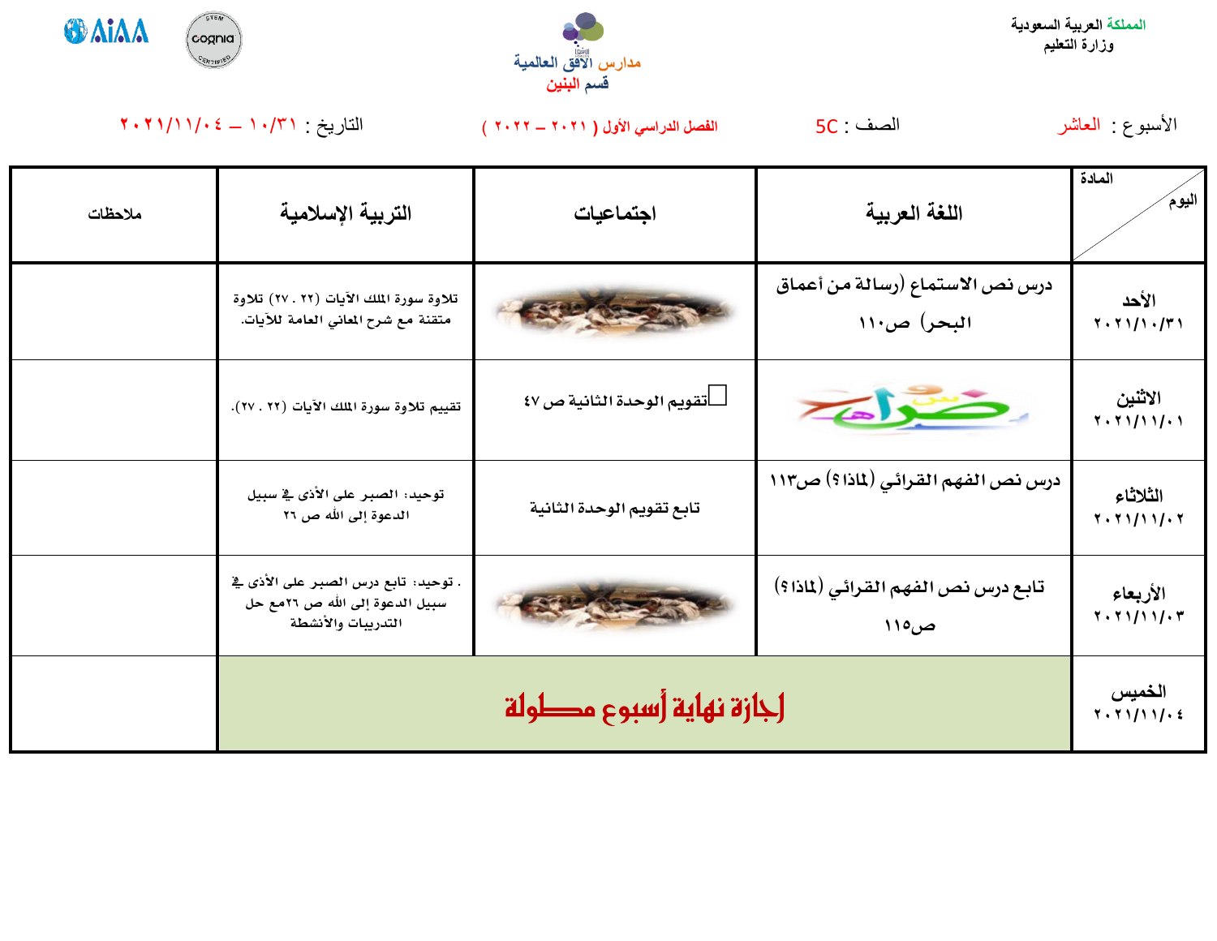المملكة العربية السعودية
وزارة التعليم

مدارس الأفق العالمية
قسم البنين

الأسبوع : العاشر　　　الصف : 5C　　　الفصل الدراسي الأول ( ٢٠٢١ – ٢٠٢٢ )　　　التاريخ : ١٠/٣١ – ٢٠٢١/١١/٠٤

| المادة / اليوم | اللغة العربية | اجتماعيات | التربية الإسلامية | ملاحظات |
|---|---|---|---|---|
| الأحد ٢٠٢١/١٠/٣١ | درس نص الاستماع (رسالة من أعماق البحر) ص١١٠ | | تلاوة سورة الملك الآيات (٢٢ . ٢٧) تلاوة متقنة مع شرح المعاني العامة للآيات. | |
| الاثنين ٢٠٢١/١١/٠١ | | تقويم الوحدة الثانية ص ٤٧ | تقييم تلاوة سورة الملك الآيات (٢٢ . ٢٧). | |
| الثلاثاء ٢٠٢١/١١/٠٢ | درس نص الفهم القرائي (لماذا؟) ص١١٣ | تابع تقويم الوحدة الثانية | توحيد: الصبر على الأذى في سبيل الدعوة إلى الله ص ٢٦ | |
| الأربعاء ٢٠٢١/١١/٠٣ | تابع درس نص الفهم القرائي (لماذا؟) ص١١٥ | | . توحيد: تابع درس الصبر على الأذى في سبيل الدعوة إلى الله ص ٢٦مع حل التدريبات والأنشطة | |
| الخميس ٢٠٢١/١١/٠٤ | إجازة نهاية أسبوع مطولة | | | |